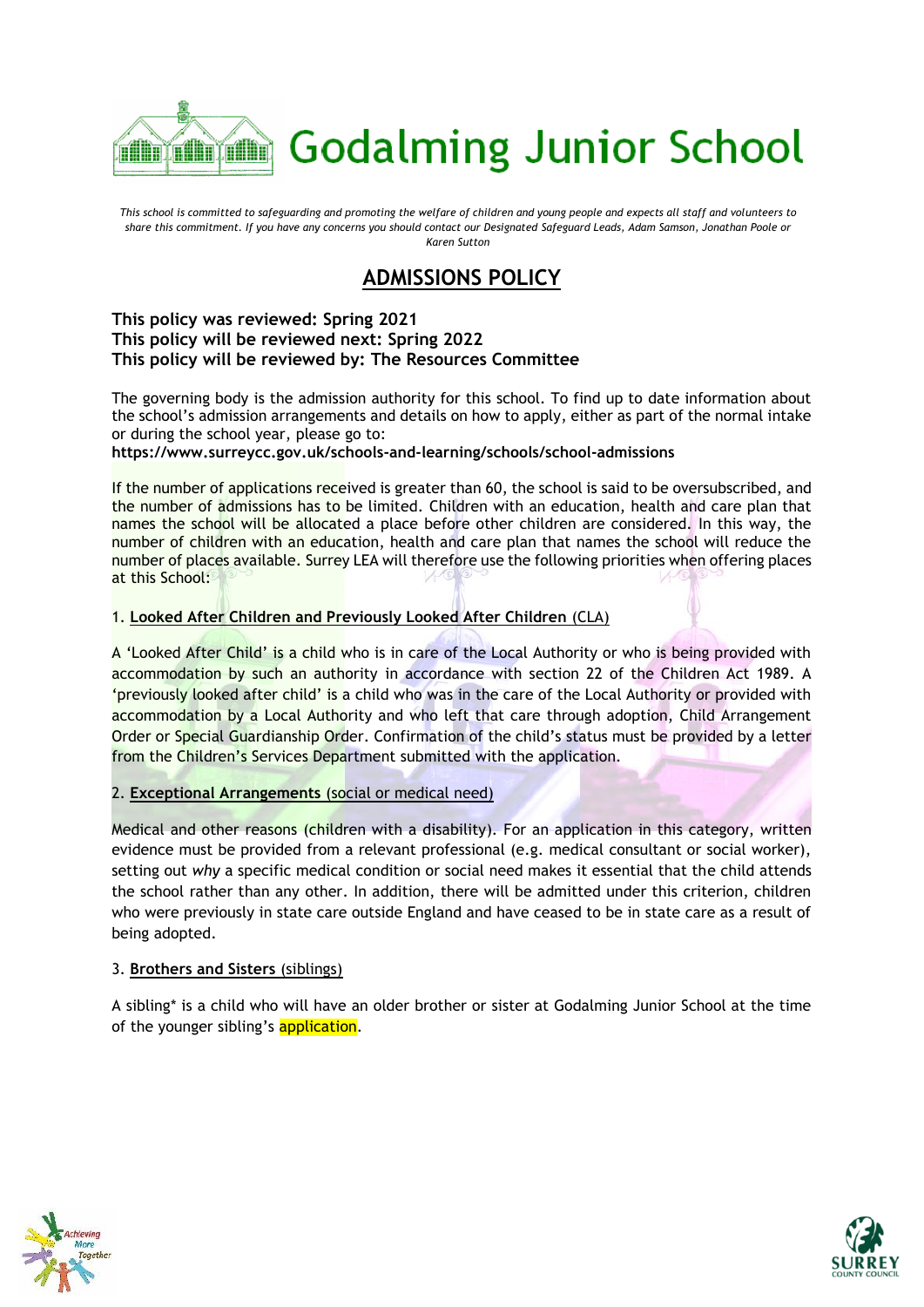# Godalming Junior School

*This school is committed to safeguarding and promoting the welfare of children and young people and expects all staff and volunteers to share this commitment. If you have any concerns you should contact our Designated Safeguard Leads, Adam Samson, Jonathan Poole or Karen Sutton*

## ADMISSIONS POLICY

**This policy was reviewed: Spring 2021**
**This policy will be reviewed next: Spring 2022**
**This policy will be reviewed by: The Resources Committee**

The governing body is the admission authority for this school. To find up to date information about the school's admission arrangements and details on how to apply, either as part of the normal intake or during the school year, please go to:
**https://www.surreycc.gov.uk/schools-and-learning/schools/school-admissions**

If the number of applications received is greater than 60, the school is said to be oversubscribed, and the number of admissions has to be limited. Children with an education, health and care plan that names the school will be allocated a place before other children are considered. In this way, the number of children with an education, health and care plan that names the school will reduce the number of places available. Surrey LEA will therefore use the following priorities when offering places at this School:

1. **Looked After Children and Previously Looked After Children** (CLA)

A 'Looked After Child' is a child who is in care of the Local Authority or who is being provided with accommodation by such an authority in accordance with section 22 of the Children Act 1989. A 'previously looked after child' is a child who was in the care of the Local Authority or provided with accommodation by a Local Authority and who left that care through adoption, Child Arrangement Order or Special Guardianship Order. Confirmation of the child's status must be provided by a letter from the Children's Services Department submitted with the application.

2. **Exceptional Arrangements** (social or medical need)

Medical and other reasons (children with a disability). For an application in this category, written evidence must be provided from a relevant professional (e.g. medical consultant or social worker), setting out *why* a specific medical condition or social need makes it essential that the child attends the school rather than any other. In addition, there will be admitted under this criterion, children who were previously in state care outside England and have ceased to be in state care as a result of being adopted.

3. **Brothers and Sisters** (siblings)

A sibling* is a child who will have an older brother or sister at Godalming Junior School at the time of the younger sibling's application.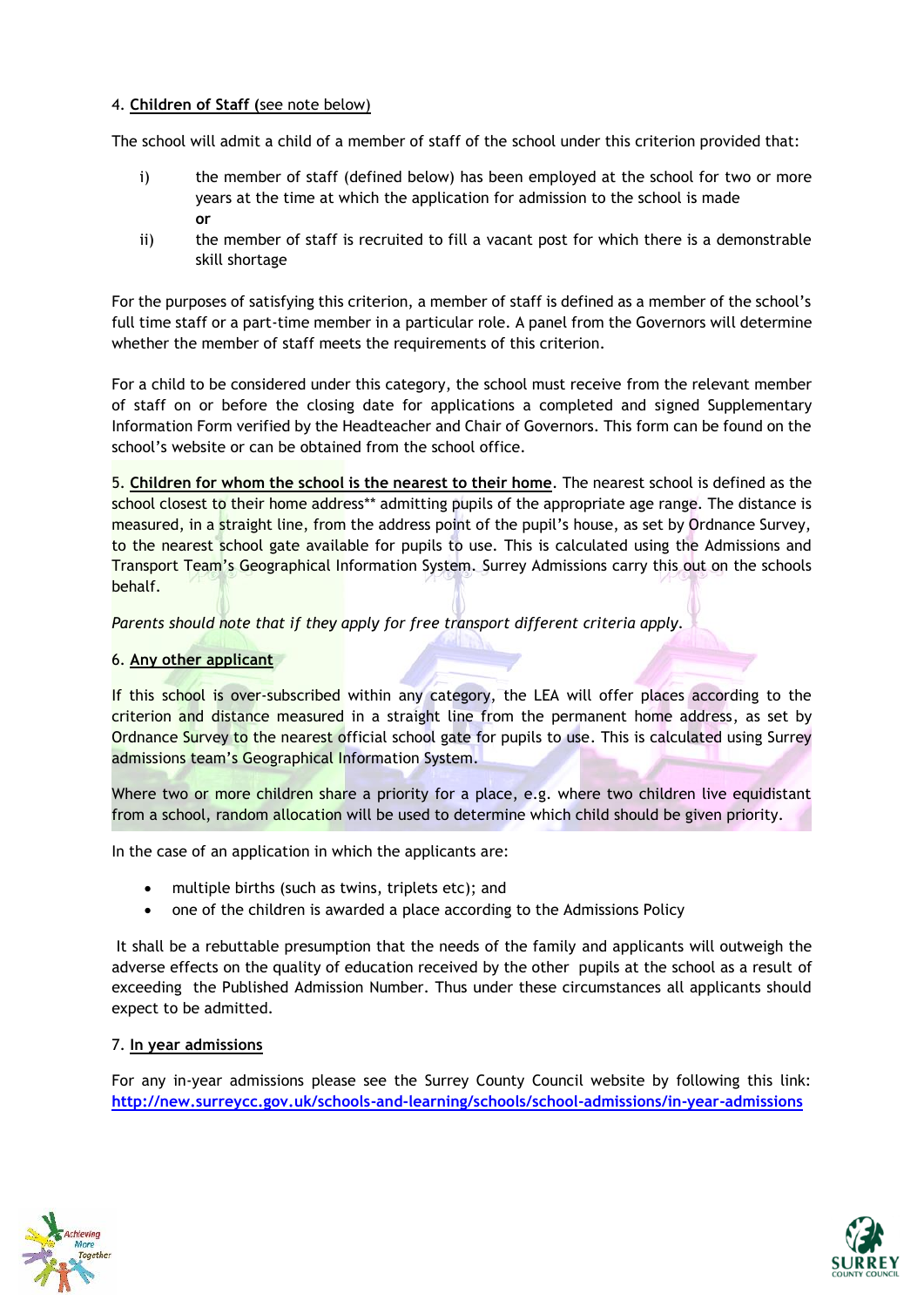4. **Children of Staff (**see note below)

The school will admit a child of a member of staff of the school under this criterion provided that:

i) the member of staff (defined below) has been employed at the school for two or more years at the time at which the application for admission to the school is made
**or**

ii) the member of staff is recruited to fill a vacant post for which there is a demonstrable skill shortage

For the purposes of satisfying this criterion, a member of staff is defined as a member of the school's full time staff or a part-time member in a particular role. A panel from the Governors will determine whether the member of staff meets the requirements of this criterion.

For a child to be considered under this category, the school must receive from the relevant member of staff on or before the closing date for applications a completed and signed Supplementary Information Form verified by the Headteacher and Chair of Governors. This form can be found on the school's website or can be obtained from the school office.

5. **Children for whom the school is the nearest to their home**. The nearest school is defined as the school closest to their home address** admitting pupils of the appropriate age range. The distance is measured, in a straight line, from the address point of the pupil's house, as set by Ordnance Survey, to the nearest school gate available for pupils to use. This is calculated using the Admissions and Transport Team's Geographical Information System. Surrey Admissions carry this out on the schools behalf.

*Parents should note that if they apply for free transport different criteria apply.*

6. **Any other applicant**

If this school is over-subscribed within any category, the LEA will offer places according to the criterion and distance measured in a straight line from the permanent home address, as set by Ordnance Survey to the nearest official school gate for pupils to use. This is calculated using Surrey admissions team's Geographical Information System.

Where two or more children share a priority for a place, e.g. where two children live equidistant from a school, random allocation will be used to determine which child should be given priority.

In the case of an application in which the applicants are:

- multiple births (such as twins, triplets etc); and
- one of the children is awarded a place according to the Admissions Policy

It shall be a rebuttable presumption that the needs of the family and applicants will outweigh the adverse effects on the quality of education received by the other pupils at the school as a result of exceeding the Published Admission Number. Thus under these circumstances all applicants should expect to be admitted.

7. **In year admissions**

For any in-year admissions please see the Surrey County Council website by following this link: [http://new.surreycc.gov.uk/schools-and-learning/schools/school-admissions/in-year-admissions](http://new.surreycc.gov.uk/schools-and-learning/schools/school-admissions/in-year-admissions)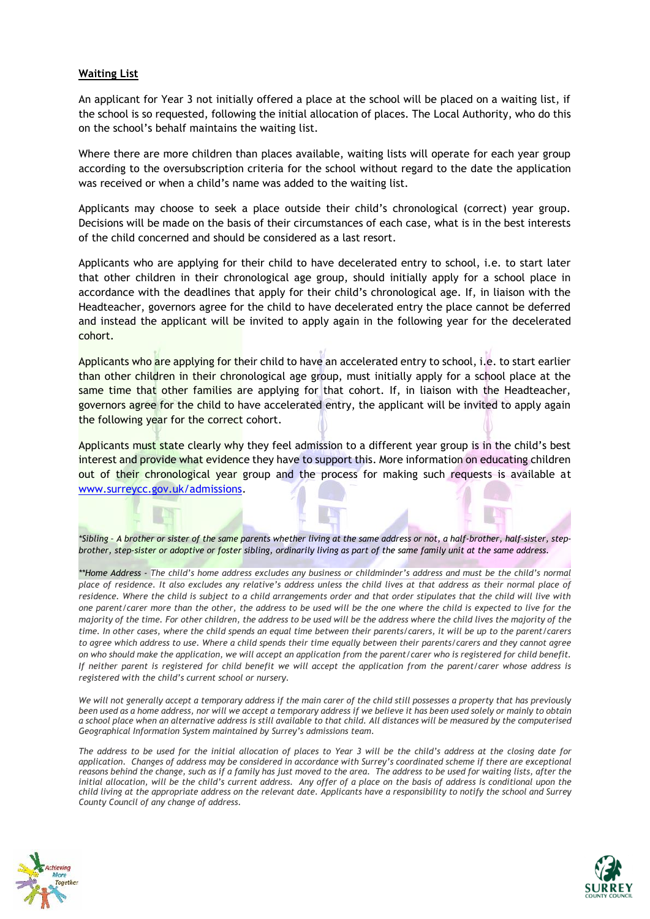**Waiting List**

An applicant for Year 3 not initially offered a place at the school will be placed on a waiting list, if the school is so requested, following the initial allocation of places. The Local Authority, who do this on the school's behalf maintains the waiting list.

Where there are more children than places available, waiting lists will operate for each year group according to the oversubscription criteria for the school without regard to the date the application was received or when a child's name was added to the waiting list.

Applicants may choose to seek a place outside their child's chronological (correct) year group. Decisions will be made on the basis of their circumstances of each case, what is in the best interests of the child concerned and should be considered as a last resort.

Applicants who are applying for their child to have decelerated entry to school, i.e. to start later that other children in their chronological age group, should initially apply for a school place in accordance with the deadlines that apply for their child's chronological age. If, in liaison with the Headteacher, governors agree for the child to have decelerated entry the place cannot be deferred and instead the applicant will be invited to apply again in the following year for the decelerated cohort.

Applicants who are applying for their child to have an accelerated entry to school, i.e. to start earlier than other children in their chronological age group, must initially apply for a school place at the same time that other families are applying for that cohort. If, in liaison with the Headteacher, governors agree for the child to have accelerated entry, the applicant will be invited to apply again the following year for the correct cohort.

Applicants must state clearly why they feel admission to a different year group is in the child's best interest and provide what evidence they have to support this. More information on educating children out of their chronological year group and the process for making such requests is available at [www.surreycc.gov.uk/admissions](http://www.surreycc.gov.uk/admissions).

*\*Sibling – A brother or sister of the same parents whether living at the same address or not, a half-brother, half-sister, step-brother, step-sister or adoptive or foster sibling, ordinarily living as part of the same family unit at the same address.*

*\*\*Home Address - The child's home address excludes any business or childminder's address and must be the child's normal place of residence. It also excludes any relative's address unless the child lives at that address as their normal place of residence. Where the child is subject to a child arrangements order and that order stipulates that the child will live with one parent/carer more than the other, the address to be used will be the one where the child is expected to live for the majority of the time. For other children, the address to be used will be the address where the child lives the majority of the time. In other cases, where the child spends an equal time between their parents/carers, it will be up to the parent/carers to agree which address to use. Where a child spends their time equally between their parents/carers and they cannot agree on who should make the application, we will accept an application from the parent/carer who is registered for child benefit. If neither parent is registered for child benefit we will accept the application from the parent/carer whose address is registered with the child's current school or nursery.*

*We will not generally accept a temporary address if the main carer of the child still possesses a property that has previously been used as a home address, nor will we accept a temporary address if we believe it has been used solely or mainly to obtain a school place when an alternative address is still available to that child. All distances will be measured by the computerised Geographical Information System maintained by Surrey's admissions team.*

*The address to be used for the initial allocation of places to Year 3 will be the child's address at the closing date for application. Changes of address may be considered in accordance with Surrey's coordinated scheme if there are exceptional reasons behind the change, such as if a family has just moved to the area. The address to be used for waiting lists, after the initial allocation, will be the child's current address. Any offer of a place on the basis of address is conditional upon the child living at the appropriate address on the relevant date. Applicants have a responsibility to notify the school and Surrey County Council of any change of address.*